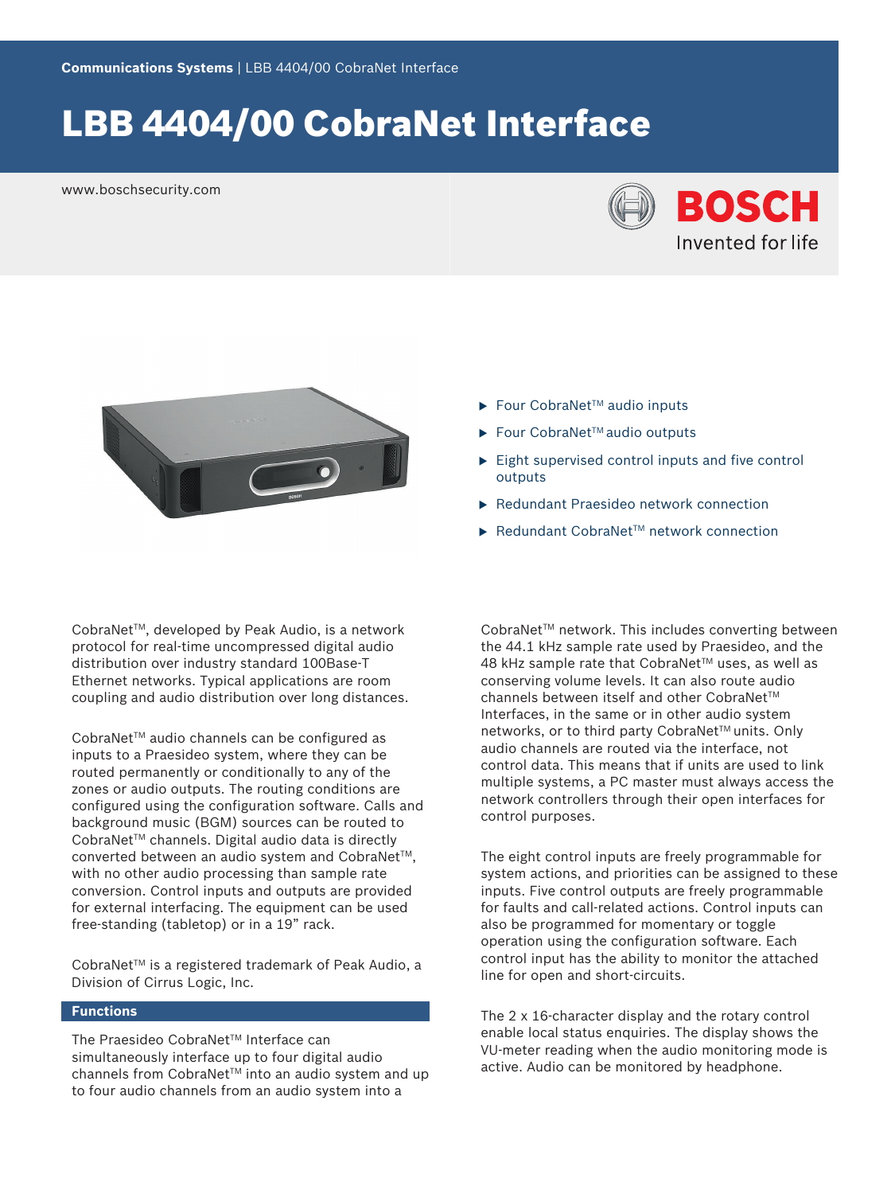Communications Systems | LBB 4404/00 CobraNet Interface

# LBB 4404/00 CobraNet Interface

www.boschsecurity.com

- Four CobraNet™ audio inputs
- Four CobraNet™ audio outputs
- Eight supervised control inputs and five control outputs
- Redundant Praesideo network connection
- Redundant CobraNet™ network connection

CobraNet™, developed by Peak Audio, is a network protocol for real-time uncompressed digital audio distribution over industry standard 100Base-T Ethernet networks. Typical applications are room coupling and audio distribution over long distances.

CobraNet™ audio channels can be configured as inputs to a Praesideo system, where they can be routed permanently or conditionally to any of the zones or audio outputs. The routing conditions are configured using the configuration software. Calls and background music (BGM) sources can be routed to CobraNet™ channels. Digital audio data is directly converted between an audio system and CobraNet™, with no other audio processing than sample rate conversion. Control inputs and outputs are provided for external interfacing. The equipment can be used free-standing (tabletop) or in a 19" rack.

CobraNet™ is a registered trademark of Peak Audio, a Division of Cirrus Logic, Inc.

## Functions

The Praesideo CobraNet™ Interface can simultaneously interface up to four digital audio channels from CobraNet™ into an audio system and up to four audio channels from an audio system into a CobraNet™ network. This includes converting between the 44.1 kHz sample rate used by Praesideo, and the 48 kHz sample rate that CobraNet™ uses, as well as conserving volume levels. It can also route audio channels between itself and other CobraNet™ Interfaces, in the same or in other audio system networks, or to third party CobraNet™ units. Only audio channels are routed via the interface, not control data. This means that if units are used to link multiple systems, a PC master must always access the network controllers through their open interfaces for control purposes.

The eight control inputs are freely programmable for system actions, and priorities can be assigned to these inputs. Five control outputs are freely programmable for faults and call-related actions. Control inputs can also be programmed for momentary or toggle operation using the configuration software. Each control input has the ability to monitor the attached line for open and short-circuits.

The 2 x 16-character display and the rotary control enable local status enquiries. The display shows the VU-meter reading when the audio monitoring mode is active. Audio can be monitored by headphone.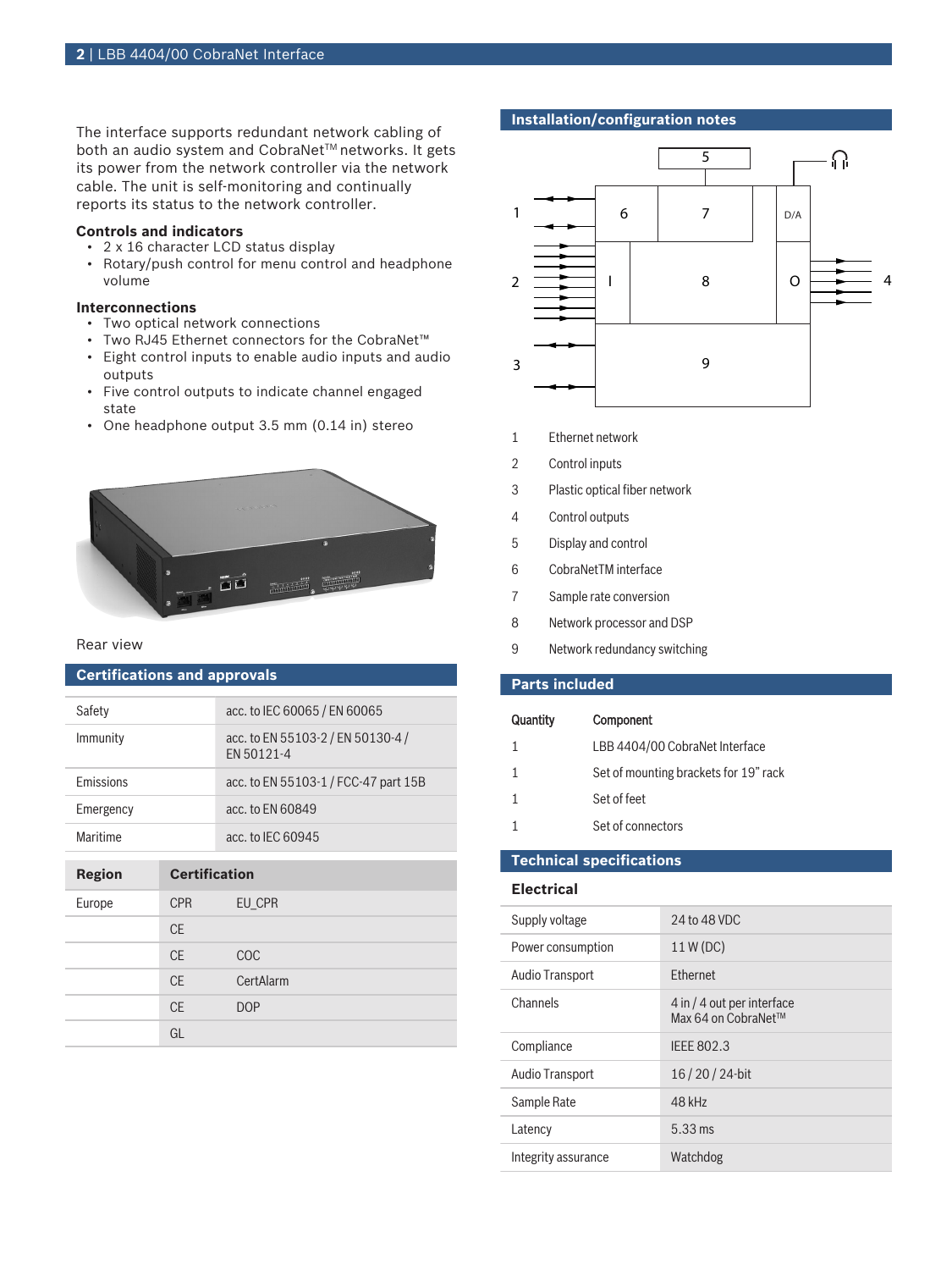The interface supports redundant network cabling of both an audio system and CobraNet™ networks. It gets its power from the network controller via the network cable. The unit is self-monitoring and continually reports its status to the network controller.

**Controls and indicators**

- 2 x 16 character LCD status display
- Rotary/push control for menu control and headphone volume

**Interconnections**

- Two optical network connections
- Two RJ45 Ethernet connectors for the CobraNet™
- Eight control inputs to enable audio inputs and audio outputs
- Five control outputs to indicate channel engaged state
- One headphone output 3.5 mm (0.14 in) stereo

Rear view

## Certifications and approvals

| | |
|---|---|
| Safety | acc. to IEC 60065 / EN 60065 |
| Immunity | acc. to EN 55103-2 / EN 50130-4 / EN 50121-4 |
| Emissions | acc. to EN 55103-1 / FCC-47 part 15B |
| Emergency | acc. to EN 60849 |
| Maritime | acc. to IEC 60945 |

| Region | Certification | |
|---|---|---|
| Europe | CPR | EU_CPR |
| | CE | |
| | CE | COC |
| | CE | CertAlarm |
| | CE | DOP |
| | GL | |

## Installation/configuration notes

| | |
|---|---|
| 1 | Ethernet network |
| 2 | Control inputs |
| 3 | Plastic optical fiber network |
| 4 | Control outputs |
| 5 | Display and control |
| 6 | CobraNetTM interface |
| 7 | Sample rate conversion |
| 8 | Network processor and DSP |
| 9 | Network redundancy switching |

## Parts included

| Quantity | Component |
|---|---|
| 1 | LBB 4404/00 CobraNet Interface |
| 1 | Set of mounting brackets for 19" rack |
| 1 | Set of feet |
| 1 | Set of connectors |

## Technical specifications

### Electrical

| | |
|---|---|
| Supply voltage | 24 to 48 VDC |
| Power consumption | 11 W (DC) |
| Audio Transport | Ethernet |
| Channels | 4 in / 4 out per interface<br>Max 64 on CobraNet™ |
| Compliance | IEEE 802.3 |
| Audio Transport | 16 / 20 / 24-bit |
| Sample Rate | 48 kHz |
| Latency | 5.33 ms |
| Integrity assurance | Watchdog |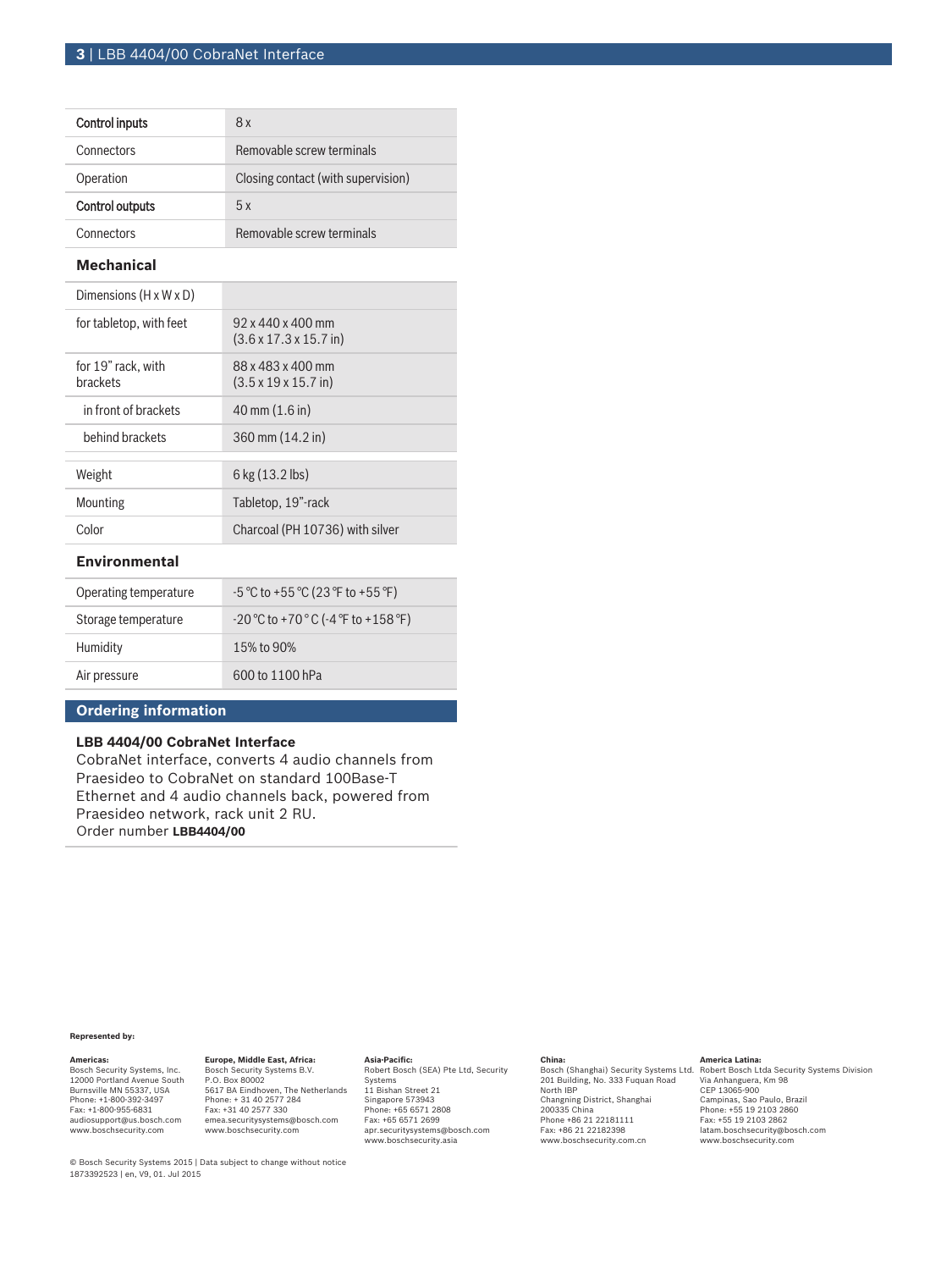| | |
|---|---|
| **Control inputs** | 8 x |
| Connectors | Removable screw terminals |
| Operation | Closing contact (with supervision) |
| **Control outputs** | 5 x |
| Connectors | Removable screw terminals |

## Mechanical

| | |
|---|---|
| Dimensions (H x W x D) | |
| for tabletop, with feet | 92 x 440 x 400 mm (3.6 x 17.3 x 15.7 in) |
| for 19" rack, with brackets | 88 x 483 x 400 mm (3.5 x 19 x 15.7 in) |
| in front of brackets | 40 mm (1.6 in) |
| behind brackets | 360 mm (14.2 in) |
| Weight | 6 kg (13.2 lbs) |
| Mounting | Tabletop, 19"-rack |
| Color | Charcoal (PH 10736) with silver |

## Environmental

| | |
|---|---|
| Operating temperature | -5 °C to +55 °C (23 °F to +55 °F) |
| Storage temperature | -20 °C to +70 ° C (-4 °F to +158 °F) |
| Humidity | 15% to 90% |
| Air pressure | 600 to 1100 hPa |

## Ordering information

**LBB 4404/00 CobraNet Interface**
CobraNet interface, converts 4 audio channels from Praesideo to CobraNet on standard 100Base-T Ethernet and 4 audio channels back, powered from Praesideo network, rack unit 2 RU.
Order number **LBB4404/00**

**Represented by:**

**Americas:**
Bosch Security Systems, Inc.
12000 Portland Avenue South
Burnsville MN 55337, USA
Phone: +1-800-392-3497
Fax: +1-800-955-6831
audiosupport@us.bosch.com
www.boschsecurity.com

**Europe, Middle East, Africa:**
Bosch Security Systems B.V.
P.O. Box 80002
5617 BA Eindhoven, The Netherlands
Phone: + 31 40 2577 284
Fax: +31 40 2577 330
emea.securitysystems@bosch.com
www.boschsecurity.com

**Asia-Pacific:**
Robert Bosch (SEA) Pte Ltd, Security Systems
11 Bishan Street 21
Singapore 573943
Phone: +65 6571 2808
Fax: +65 6571 2699
apr.securitysystems@bosch.com
www.boschsecurity.asia

**China:**
Bosch (Shanghai) Security Systems Ltd.
201 Building, No. 333 Fuquan Road
North IBP
Changning District, Shanghai
200335 China
Phone +86 21 22181111
Fax: +86 21 22182398
www.boschsecurity.com.cn

**America Latina:**
Robert Bosch Ltda Security Systems Division
Via Anhanguera, Km 98
CEP 13065-900
Campinas, Sao Paulo, Brazil
Phone: +55 19 2103 2860
Fax: +55 19 2103 2862
latam.boschsecurity@bosch.com
www.boschsecurity.com

© Bosch Security Systems 2015 | Data subject to change without notice
1873392523 | en, V9, 01. Jul 2015